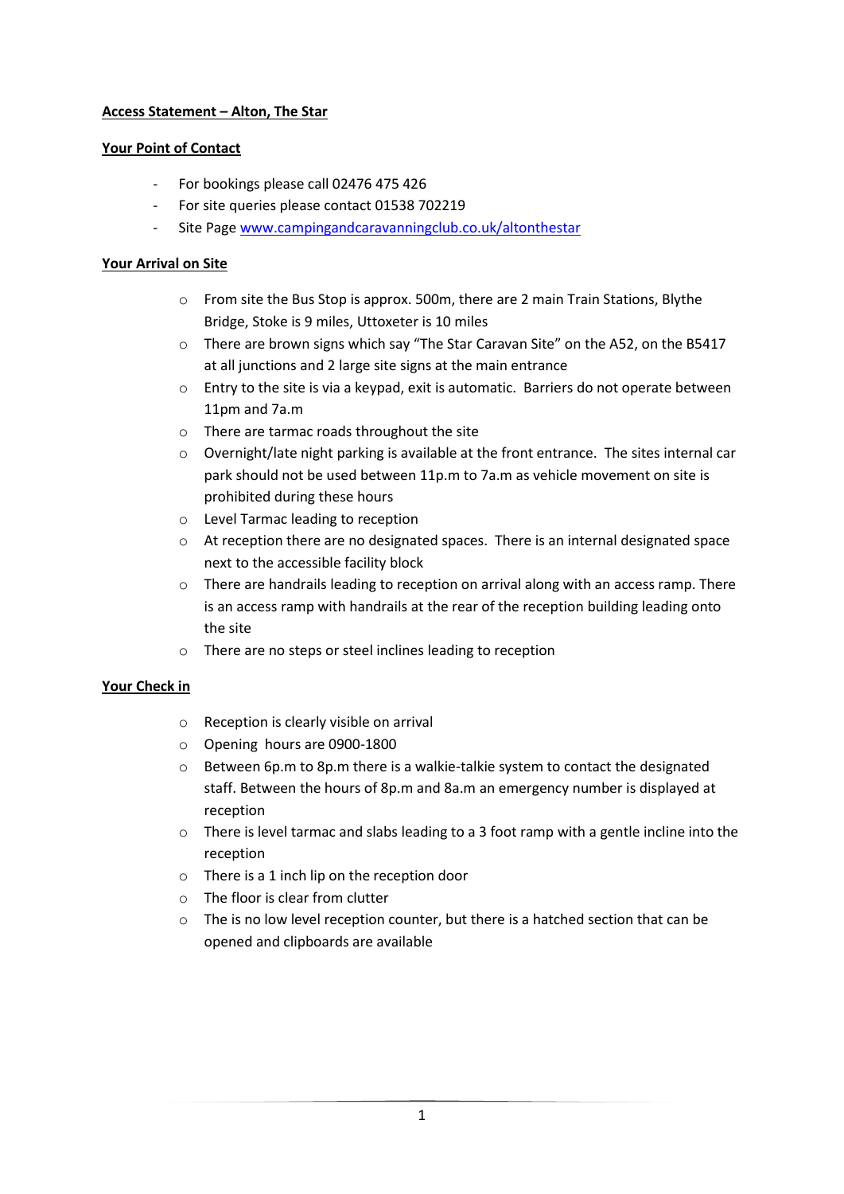**Access Statement – Alton, The Star**

**Your Point of Contact**

- For bookings please call 02476 475 426
- For site queries please contact 01538 702219
- Site Page [www.campingandcaravanningclub.co.uk/altonthestar](www.campingandcaravanningclub.co.uk/altonthestar)

**Your Arrival on Site**

- From site the Bus Stop is approx. 500m, there are 2 main Train Stations, Blythe Bridge, Stoke is 9 miles, Uttoxeter is 10 miles
- There are brown signs which say “The Star Caravan Site” on the A52, on the B5417 at all junctions and 2 large site signs at the main entrance
- Entry to the site is via a keypad, exit is automatic. Barriers do not operate between 11pm and 7a.m
- There are tarmac roads throughout the site
- Overnight/late night parking is available at the front entrance. The sites internal car park should not be used between 11p.m to 7a.m as vehicle movement on site is prohibited during these hours
- Level Tarmac leading to reception
- At reception there are no designated spaces. There is an internal designated space next to the accessible facility block
- There are handrails leading to reception on arrival along with an access ramp. There is an access ramp with handrails at the rear of the reception building leading onto the site
- There are no steps or steel inclines leading to reception

**Your Check in**

- Reception is clearly visible on arrival
- Opening hours are 0900-1800
- Between 6p.m to 8p.m there is a walkie-talkie system to contact the designated staff. Between the hours of 8p.m and 8a.m an emergency number is displayed at reception
- There is level tarmac and slabs leading to a 3 foot ramp with a gentle incline into the reception
- There is a 1 inch lip on the reception door
- The floor is clear from clutter
- The is no low level reception counter, but there is a hatched section that can be opened and clipboards are available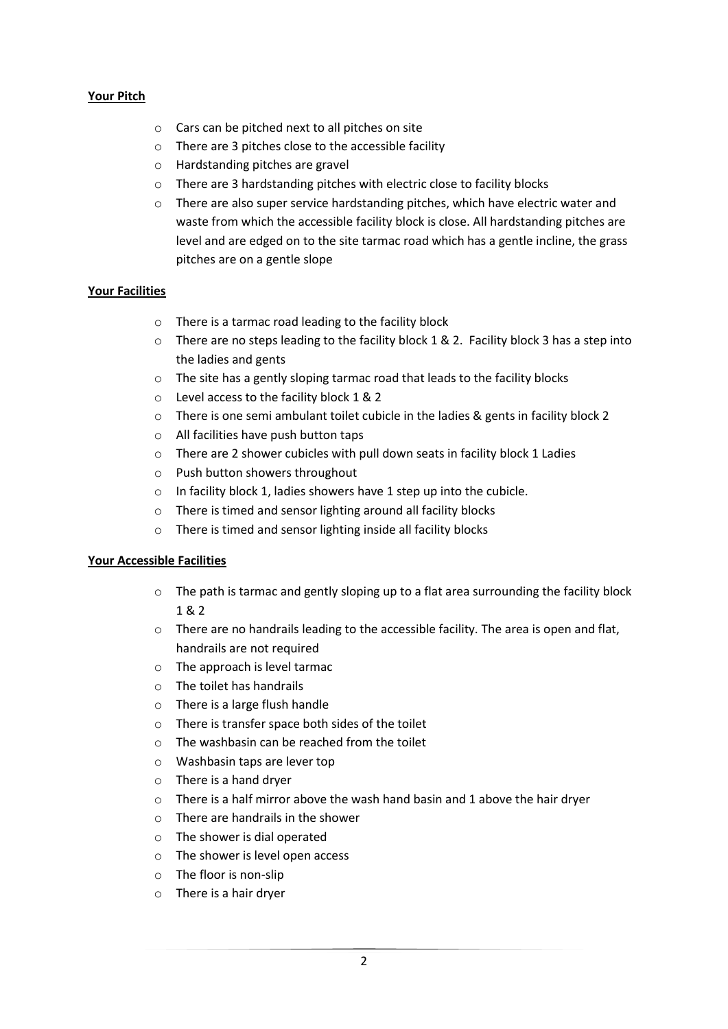**Your Pitch**

- Cars can be pitched next to all pitches on site
- There are 3 pitches close to the accessible facility
- Hardstanding pitches are gravel
- There are 3 hardstanding pitches with electric close to facility blocks
- There are also super service hardstanding pitches, which have electric water and waste from which the accessible facility block is close. All hardstanding pitches are level and are edged on to the site tarmac road which has a gentle incline, the grass pitches are on a gentle slope

**Your Facilities**

- There is a tarmac road leading to the facility block
- There are no steps leading to the facility block 1 & 2. Facility block 3 has a step into the ladies and gents
- The site has a gently sloping tarmac road that leads to the facility blocks
- Level access to the facility block 1 & 2
- There is one semi ambulant toilet cubicle in the ladies & gents in facility block 2
- All facilities have push button taps
- There are 2 shower cubicles with pull down seats in facility block 1 Ladies
- Push button showers throughout
- In facility block 1, ladies showers have 1 step up into the cubicle.
- There is timed and sensor lighting around all facility blocks
- There is timed and sensor lighting inside all facility blocks

**Your Accessible Facilities**

- The path is tarmac and gently sloping up to a flat area surrounding the facility block 1 & 2
- There are no handrails leading to the accessible facility. The area is open and flat, handrails are not required
- The approach is level tarmac
- The toilet has handrails
- There is a large flush handle
- There is transfer space both sides of the toilet
- The washbasin can be reached from the toilet
- Washbasin taps are lever top
- There is a hand dryer
- There is a half mirror above the wash hand basin and 1 above the hair dryer
- There are handrails in the shower
- The shower is dial operated
- The shower is level open access
- The floor is non-slip
- There is a hair dryer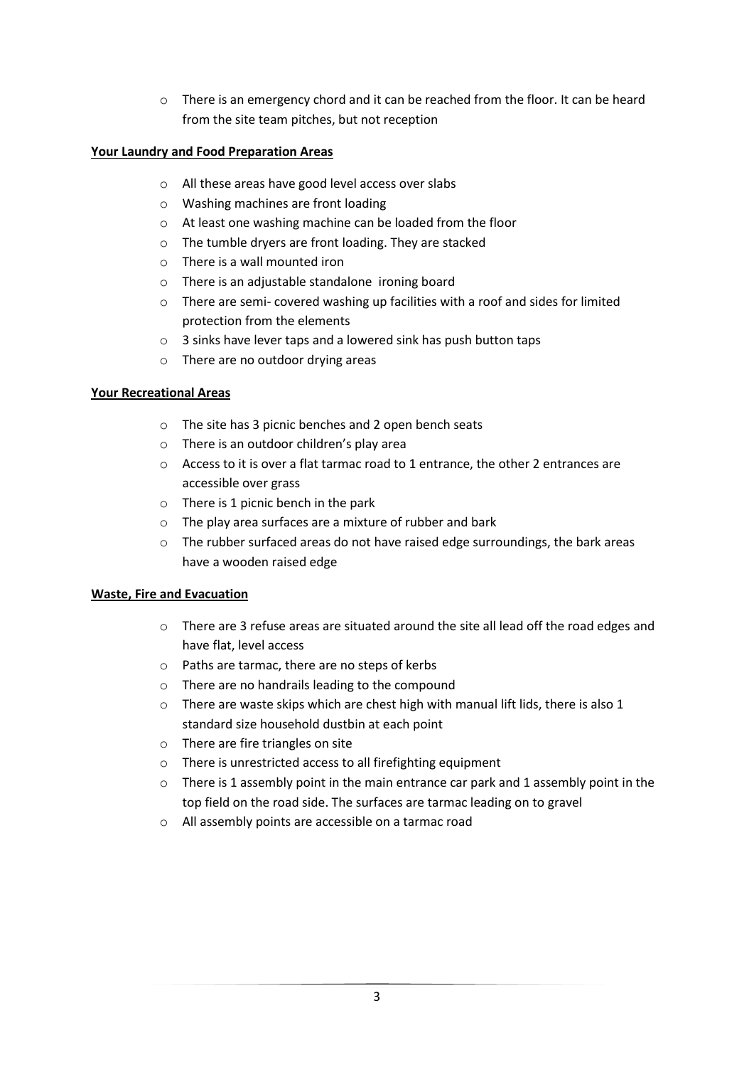- There is an emergency chord and it can be reached from the floor. It can be heard from the site team pitches, but not reception

**Your Laundry and Food Preparation Areas**

- All these areas have good level access over slabs
- Washing machines are front loading
- At least one washing machine can be loaded from the floor
- The tumble dryers are front loading. They are stacked
- There is a wall mounted iron
- There is an adjustable standalone ironing board
- There are semi- covered washing up facilities with a roof and sides for limited protection from the elements
- 3 sinks have lever taps and a lowered sink has push button taps
- There are no outdoor drying areas

**Your Recreational Areas**

- The site has 3 picnic benches and 2 open bench seats
- There is an outdoor children's play area
- Access to it is over a flat tarmac road to 1 entrance, the other 2 entrances are accessible over grass
- There is 1 picnic bench in the park
- The play area surfaces are a mixture of rubber and bark
- The rubber surfaced areas do not have raised edge surroundings, the bark areas have a wooden raised edge

**Waste, Fire and Evacuation**

- There are 3 refuse areas are situated around the site all lead off the road edges and have flat, level access
- Paths are tarmac, there are no steps of kerbs
- There are no handrails leading to the compound
- There are waste skips which are chest high with manual lift lids, there is also 1 standard size household dustbin at each point
- There are fire triangles on site
- There is unrestricted access to all firefighting equipment
- There is 1 assembly point in the main entrance car park and 1 assembly point in the top field on the road side. The surfaces are tarmac leading on to gravel
- All assembly points are accessible on a tarmac road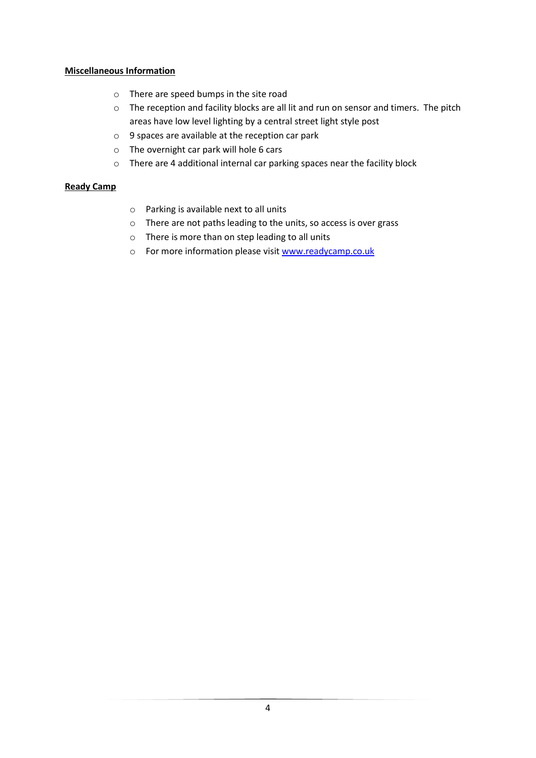**Miscellaneous Information**

- There are speed bumps in the site road
- The reception and facility blocks are all lit and run on sensor and timers. The pitch areas have low level lighting by a central street light style post
- 9 spaces are available at the reception car park
- The overnight car park will hole 6 cars
- There are 4 additional internal car parking spaces near the facility block

**Ready Camp**

- Parking is available next to all units
- There are not paths leading to the units, so access is over grass
- There is more than on step leading to all units
- For more information please visit [www.readycamp.co.uk](http://www.readycamp.co.uk)